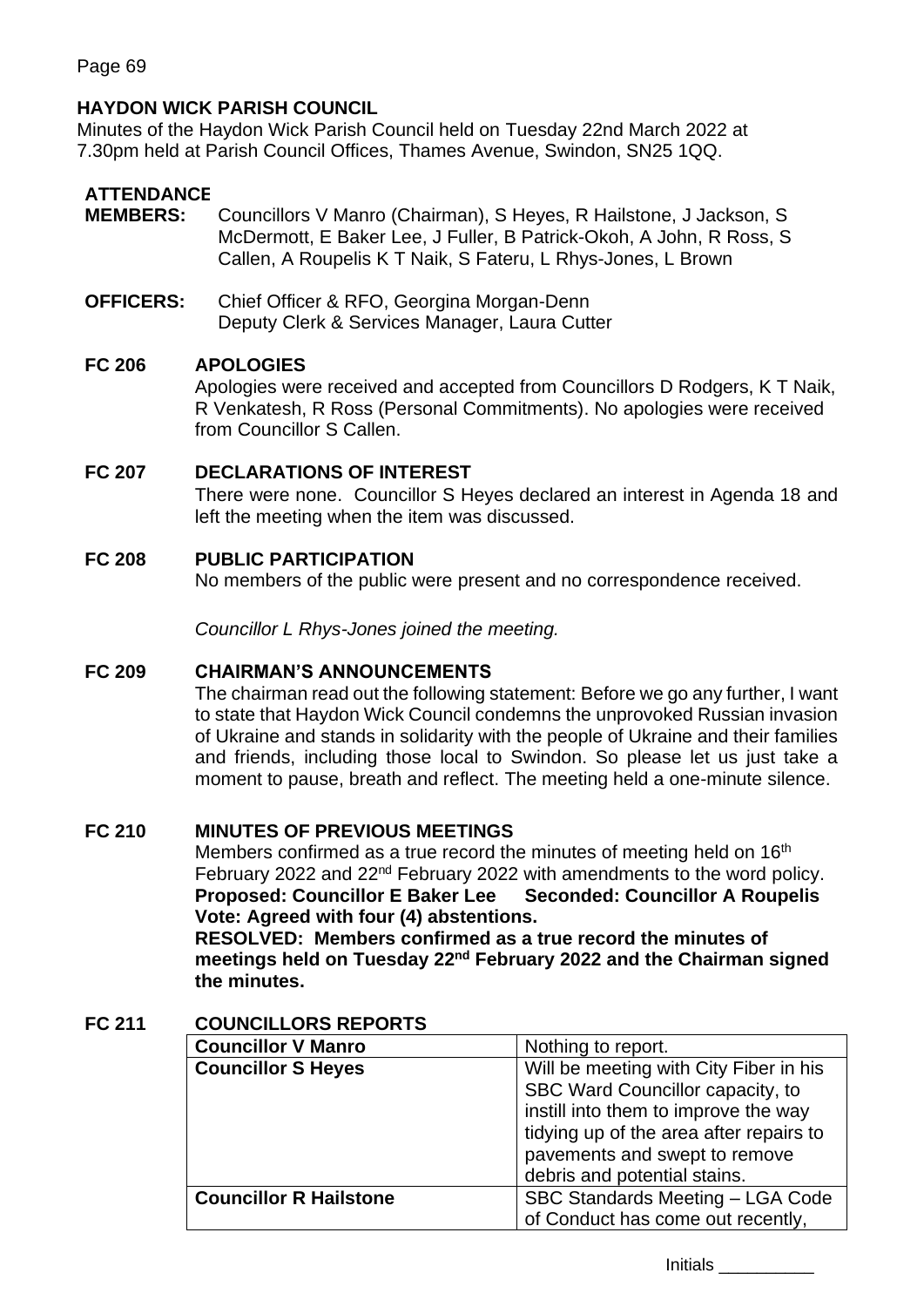## HAYDON WICK PARISH COUNCIL

Minutes of the Haydon Wick Parish Council held on Tuesday 22nd March 2022 at 7.30pm held at Parish Council Offices, Thames Avenue, Swindon, SN25 1QQ.

### ATTENDANCE

**MEMBERS:** Councillors V Manro (Chairman), S Heyes, R Hailstone, J Jackson, S McDermott, E Baker Lee, J Fuller, B Patrick-Okoh, A John, R Ross, S Callen, A Roupelis K T Naik, S Fateru, L Rhys-Jones, L Brown

**OFFICERS:** Chief Officer & RFO, Georgina Morgan-Denn
Deputy Clerk & Services Manager, Laura Cutter

### FC 206 APOLOGIES

Apologies were received and accepted from Councillors D Rodgers, K T Naik, R Venkatesh, R Ross (Personal Commitments). No apologies were received from Councillor S Callen.

### FC 207 DECLARATIONS OF INTEREST

There were none. Councillor S Heyes declared an interest in Agenda 18 and left the meeting when the item was discussed.

### FC 208 PUBLIC PARTICIPATION

No members of the public were present and no correspondence received.

*Councillor L Rhys-Jones joined the meeting.*

### FC 209 CHAIRMAN'S ANNOUNCEMENTS

The chairman read out the following statement: Before we go any further, I want to state that Haydon Wick Council condemns the unprovoked Russian invasion of Ukraine and stands in solidarity with the people of Ukraine and their families and friends, including those local to Swindon. So please let us just take a moment to pause, breath and reflect. The meeting held a one-minute silence.

### FC 210 MINUTES OF PREVIOUS MEETINGS

Members confirmed as a true record the minutes of meeting held on 16th February 2022 and 22nd February 2022 with amendments to the word policy.

**Proposed: Councillor E Baker Lee Seconded: Councillor A Roupelis**
**Vote: Agreed with four (4) abstentions.**
**RESOLVED: Members confirmed as a true record the minutes of meetings held on Tuesday 22nd February 2022 and the Chairman signed the minutes.**

### FC 211 COUNCILLORS REPORTS

| | |
|---|---|
| **Councillor V Manro** | Nothing to report. |
| **Councillor S Heyes** | Will be meeting with City Fiber in his SBC Ward Councillor capacity, to instill into them to improve the way tidying up of the area after repairs to pavements and swept to remove debris and potential stains. |
| **Councillor R Hailstone** | SBC Standards Meeting – LGA Code of Conduct has come out recently, |

Initials __________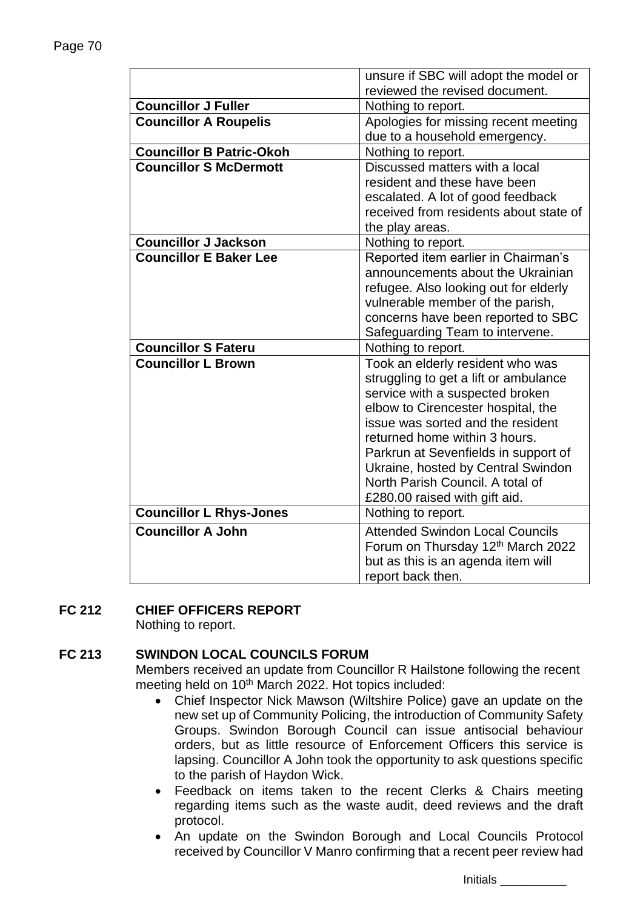| | |
|---|---|
| | unsure if SBC will adopt the model or reviewed the revised document. |
| **Councillor J Fuller** | Nothing to report. |
| **Councillor A Roupelis** | Apologies for missing recent meeting due to a household emergency. |
| **Councillor B Patric-Okoh** | Nothing to report. |
| **Councillor S McDermott** | Discussed matters with a local resident and these have been escalated. A lot of good feedback received from residents about state of the play areas. |
| **Councillor J Jackson** | Nothing to report. |
| **Councillor E Baker Lee** | Reported item earlier in Chairman's announcements about the Ukrainian refugee. Also looking out for elderly vulnerable member of the parish, concerns have been reported to SBC Safeguarding Team to intervene. |
| **Councillor S Fateru** | Nothing to report. |
| **Councillor L Brown** | Took an elderly resident who was struggling to get a lift or ambulance service with a suspected broken elbow to Cirencester hospital, the issue was sorted and the resident returned home within 3 hours. Parkrun at Sevenfields in support of Ukraine, hosted by Central Swindon North Parish Council. A total of £280.00 raised with gift aid. |
| **Councillor L Rhys-Jones** | Nothing to report. |
| **Councillor A John** | Attended Swindon Local Councils Forum on Thursday 12th March 2022 but as this is an agenda item will report back then. |

**FC 212 CHIEF OFFICERS REPORT**

Nothing to report.

**FC 213 SWINDON LOCAL COUNCILS FORUM**

Members received an update from Councillor R Hailstone following the recent meeting held on 10th March 2022. Hot topics included:

- Chief Inspector Nick Mawson (Wiltshire Police) gave an update on the new set up of Community Policing, the introduction of Community Safety Groups. Swindon Borough Council can issue antisocial behaviour orders, but as little resource of Enforcement Officers this service is lapsing. Councillor A John took the opportunity to ask questions specific to the parish of Haydon Wick.
- Feedback on items taken to the recent Clerks & Chairs meeting regarding items such as the waste audit, deed reviews and the draft protocol.
- An update on the Swindon Borough and Local Councils Protocol received by Councillor V Manro confirming that a recent peer review had

Initials __________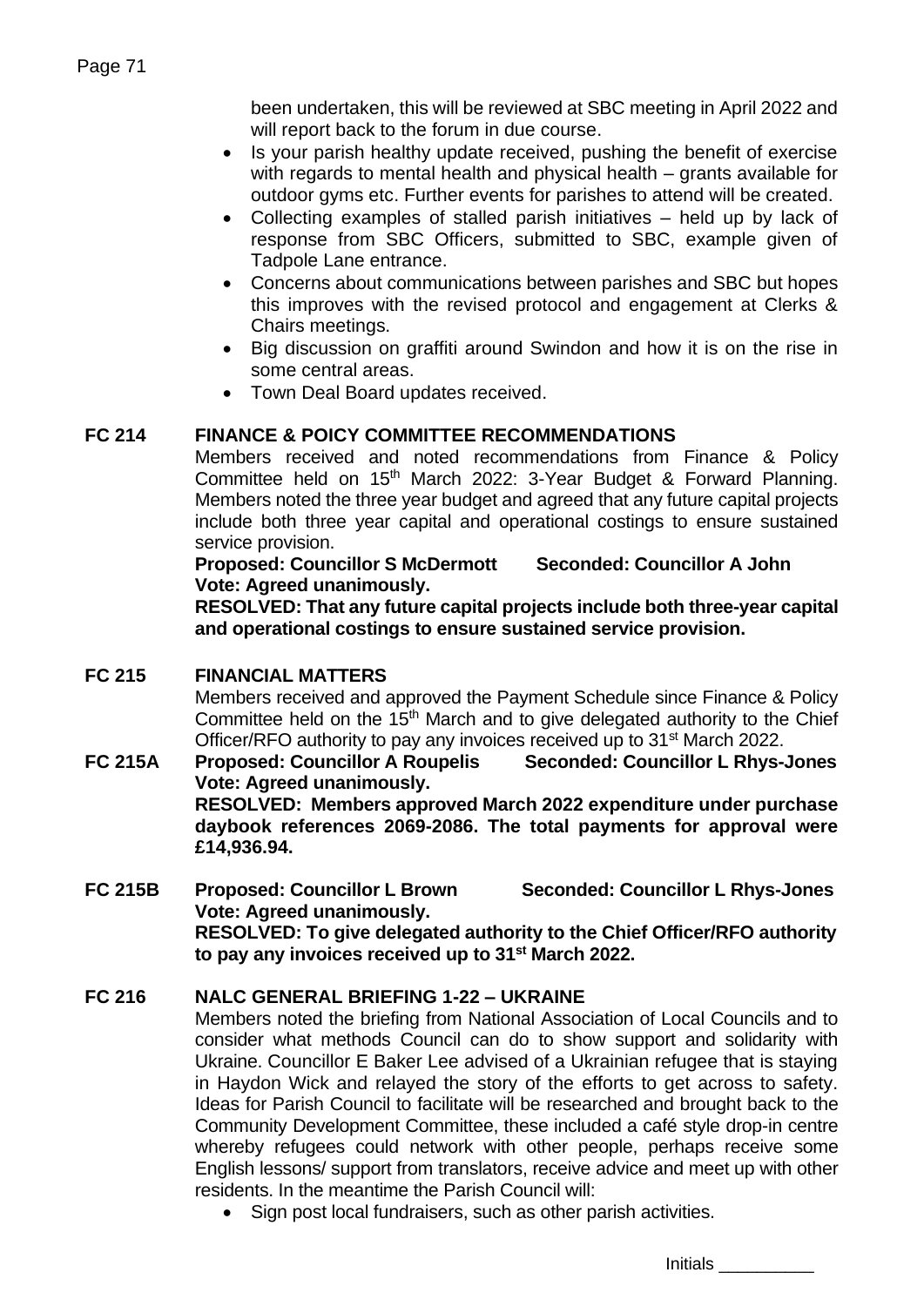been undertaken, this will be reviewed at SBC meeting in April 2022 and will report back to the forum in due course.

- Is your parish healthy update received, pushing the benefit of exercise with regards to mental health and physical health – grants available for outdoor gyms etc. Further events for parishes to attend will be created.
- Collecting examples of stalled parish initiatives – held up by lack of response from SBC Officers, submitted to SBC, example given of Tadpole Lane entrance.
- Concerns about communications between parishes and SBC but hopes this improves with the revised protocol and engagement at Clerks & Chairs meetings.
- Big discussion on graffiti around Swindon and how it is on the rise in some central areas.
- Town Deal Board updates received.

**FC 214 FINANCE & POICY COMMITTEE RECOMMENDATIONS**

Members received and noted recommendations from Finance & Policy Committee held on 15th March 2022: 3-Year Budget & Forward Planning. Members noted the three year budget and agreed that any future capital projects include both three year capital and operational costings to ensure sustained service provision.

**Proposed: Councillor S McDermott Seconded: Councillor A John**
**Vote: Agreed unanimously.**
**RESOLVED: That any future capital projects include both three-year capital and operational costings to ensure sustained service provision.**

**FC 215 FINANCIAL MATTERS**

Members received and approved the Payment Schedule since Finance & Policy Committee held on the 15th March and to give delegated authority to the Chief Officer/RFO authority to pay any invoices received up to 31st March 2022.

**FC 215A Proposed: Councillor A Roupelis Seconded: Councillor L Rhys-Jones**
**Vote: Agreed unanimously.**
**RESOLVED: Members approved March 2022 expenditure under purchase daybook references 2069-2086. The total payments for approval were £14,936.94.**

**FC 215B Proposed: Councillor L Brown Seconded: Councillor L Rhys-Jones**
**Vote: Agreed unanimously.**
**RESOLVED: To give delegated authority to the Chief Officer/RFO authority to pay any invoices received up to 31st March 2022.**

**FC 216 NALC GENERAL BRIEFING 1-22 – UKRAINE**

Members noted the briefing from National Association of Local Councils and to consider what methods Council can do to show support and solidarity with Ukraine. Councillor E Baker Lee advised of a Ukrainian refugee that is staying in Haydon Wick and relayed the story of the efforts to get across to safety. Ideas for Parish Council to facilitate will be researched and brought back to the Community Development Committee, these included a café style drop-in centre whereby refugees could network with other people, perhaps receive some English lessons/ support from translators, receive advice and meet up with other residents. In the meantime the Parish Council will:

- Sign post local fundraisers, such as other parish activities.

Initials __________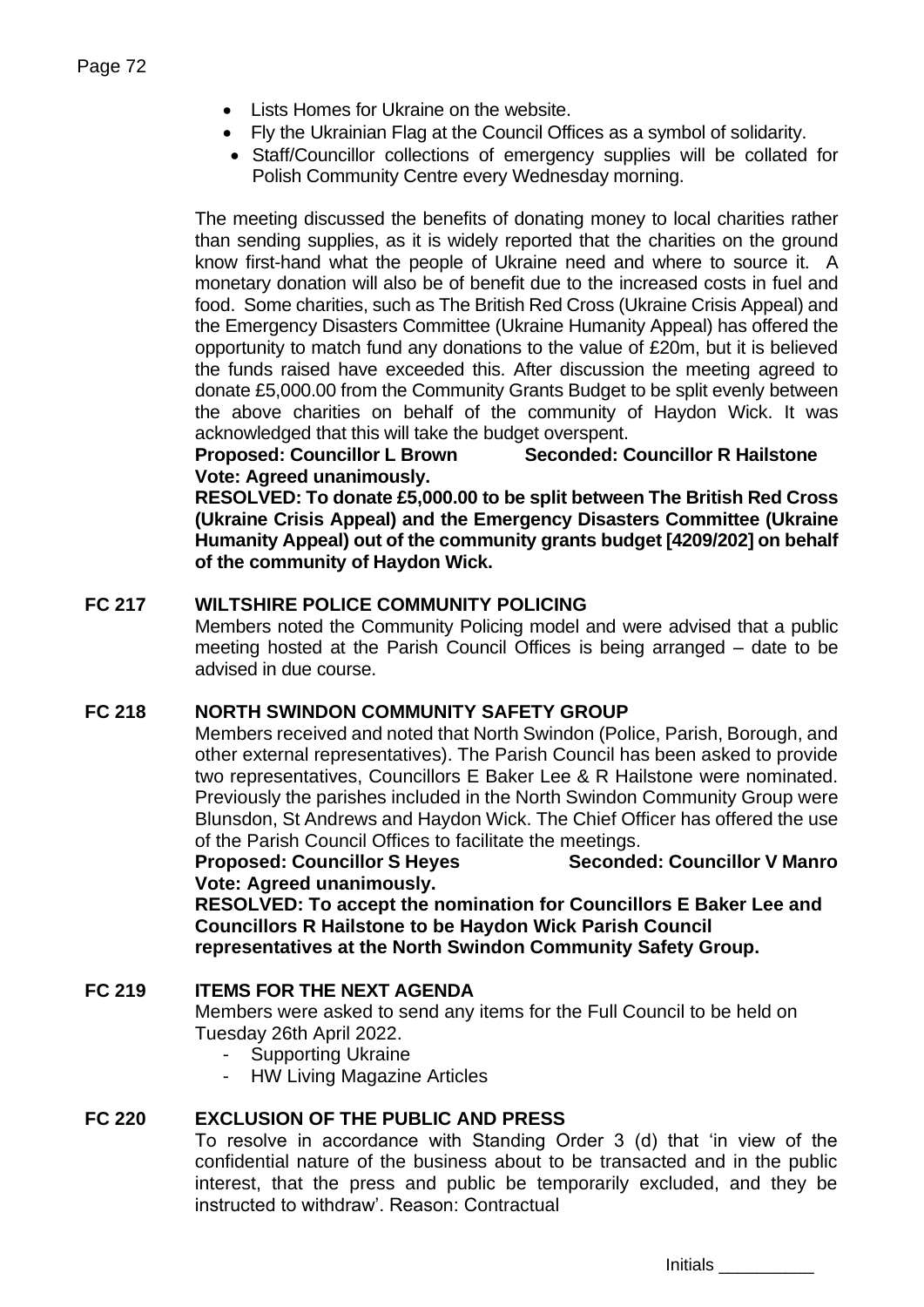- Lists Homes for Ukraine on the website.
- Fly the Ukrainian Flag at the Council Offices as a symbol of solidarity.
- Staff/Councillor collections of emergency supplies will be collated for Polish Community Centre every Wednesday morning.

The meeting discussed the benefits of donating money to local charities rather than sending supplies, as it is widely reported that the charities on the ground know first-hand what the people of Ukraine need and where to source it. A monetary donation will also be of benefit due to the increased costs in fuel and food. Some charities, such as The British Red Cross (Ukraine Crisis Appeal) and the Emergency Disasters Committee (Ukraine Humanity Appeal) has offered the opportunity to match fund any donations to the value of £20m, but it is believed the funds raised have exceeded this. After discussion the meeting agreed to donate £5,000.00 from the Community Grants Budget to be split evenly between the above charities on behalf of the community of Haydon Wick. It was acknowledged that this will take the budget overspent.

**Proposed: Councillor L Brown Seconded: Councillor R Hailstone**
**Vote: Agreed unanimously.**

**RESOLVED: To donate £5,000.00 to be split between The British Red Cross (Ukraine Crisis Appeal) and the Emergency Disasters Committee (Ukraine Humanity Appeal) out of the community grants budget [4209/202] on behalf of the community of Haydon Wick.**

## FC 217 WILTSHIRE POLICE COMMUNITY POLICING

Members noted the Community Policing model and were advised that a public meeting hosted at the Parish Council Offices is being arranged – date to be advised in due course.

## FC 218 NORTH SWINDON COMMUNITY SAFETY GROUP

Members received and noted that North Swindon (Police, Parish, Borough, and other external representatives). The Parish Council has been asked to provide two representatives, Councillors E Baker Lee & R Hailstone were nominated. Previously the parishes included in the North Swindon Community Group were Blunsdon, St Andrews and Haydon Wick. The Chief Officer has offered the use of the Parish Council Offices to facilitate the meetings.

**Proposed: Councillor S Heyes Seconded: Councillor V Manro**
**Vote: Agreed unanimously.**

**RESOLVED: To accept the nomination for Councillors E Baker Lee and Councillors R Hailstone to be Haydon Wick Parish Council representatives at the North Swindon Community Safety Group.**

## FC 219 ITEMS FOR THE NEXT AGENDA

Members were asked to send any items for the Full Council to be held on Tuesday 26th April 2022.

- Supporting Ukraine
- HW Living Magazine Articles

## FC 220 EXCLUSION OF THE PUBLIC AND PRESS

To resolve in accordance with Standing Order 3 (d) that 'in view of the confidential nature of the business about to be transacted and in the public interest, that the press and public be temporarily excluded, and they be instructed to withdraw'. Reason: Contractual

Initials __________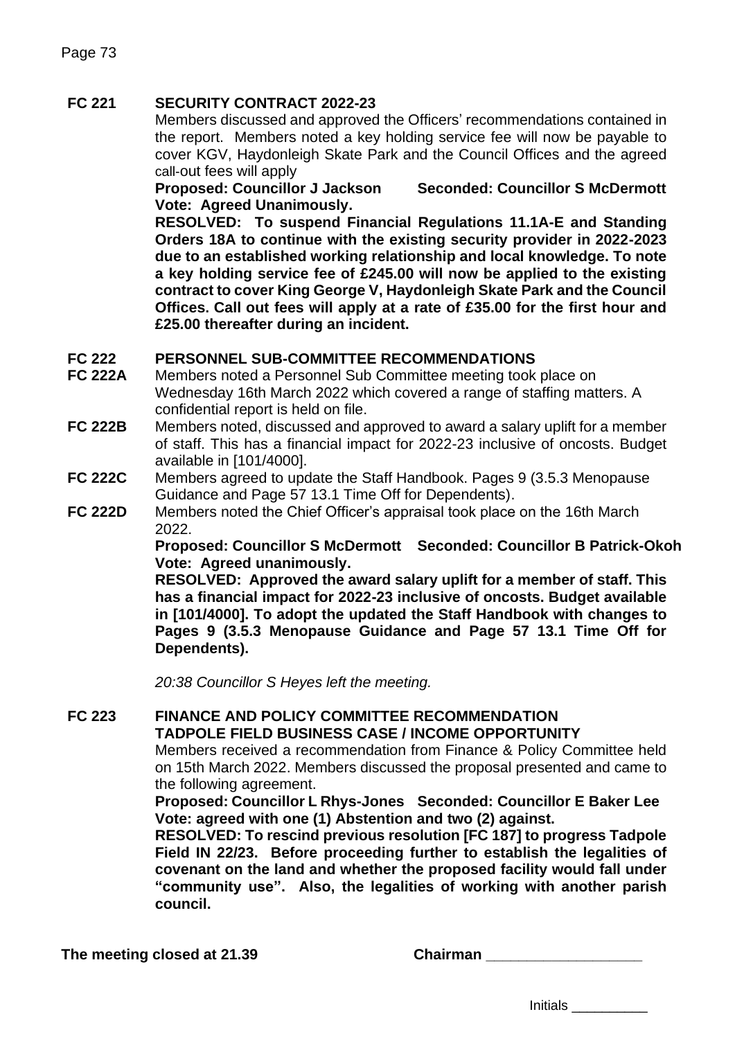**FC 221 SECURITY CONTRACT 2022-23**

Members discussed and approved the Officers' recommendations contained in the report. Members noted a key holding service fee will now be payable to cover KGV, Haydonleigh Skate Park and the Council Offices and the agreed call-out fees will apply

**Proposed: Councillor J Jackson Seconded: Councillor S McDermott**
**Vote: Agreed Unanimously.**

**RESOLVED: To suspend Financial Regulations 11.1A-E and Standing Orders 18A to continue with the existing security provider in 2022-2023 due to an established working relationship and local knowledge. To note a key holding service fee of £245.00 will now be applied to the existing contract to cover King George V, Haydonleigh Skate Park and the Council Offices. Call out fees will apply at a rate of £35.00 for the first hour and £25.00 thereafter during an incident.**

**FC 222 PERSONNEL SUB-COMMITTEE RECOMMENDATIONS**

**FC 222A** Members noted a Personnel Sub Committee meeting took place on Wednesday 16th March 2022 which covered a range of staffing matters. A confidential report is held on file.

**FC 222B** Members noted, discussed and approved to award a salary uplift for a member of staff. This has a financial impact for 2022-23 inclusive of oncosts. Budget available in [101/4000].

**FC 222C** Members agreed to update the Staff Handbook. Pages 9 (3.5.3 Menopause Guidance and Page 57 13.1 Time Off for Dependents).

**FC 222D** Members noted the Chief Officer's appraisal took place on the 16th March 2022.

**Proposed: Councillor S McDermott Seconded: Councillor B Patrick-Okoh**
**Vote: Agreed unanimously.**

**RESOLVED: Approved the award salary uplift for a member of staff. This has a financial impact for 2022-23 inclusive of oncosts. Budget available in [101/4000]. To adopt the updated the Staff Handbook with changes to Pages 9 (3.5.3 Menopause Guidance and Page 57 13.1 Time Off for Dependents).**

*20:38 Councillor S Heyes left the meeting.*

**FC 223 FINANCE AND POLICY COMMITTEE RECOMMENDATION**
**TADPOLE FIELD BUSINESS CASE / INCOME OPPORTUNITY**

Members received a recommendation from Finance & Policy Committee held on 15th March 2022. Members discussed the proposal presented and came to the following agreement.

**Proposed: Councillor L Rhys-Jones Seconded: Councillor E Baker Lee**
**Vote: agreed with one (1) Abstention and two (2) against.**

**RESOLVED: To rescind previous resolution [FC 187] to progress Tadpole Field IN 22/23. Before proceeding further to establish the legalities of covenant on the land and whether the proposed facility would fall under "community use". Also, the legalities of working with another parish council.**

**The meeting closed at 21.39** **Chairman \_\_\_\_\_\_\_\_\_\_\_\_\_\_\_\_\_\_\_**

Initials \_\_\_\_\_\_\_\_\_\_